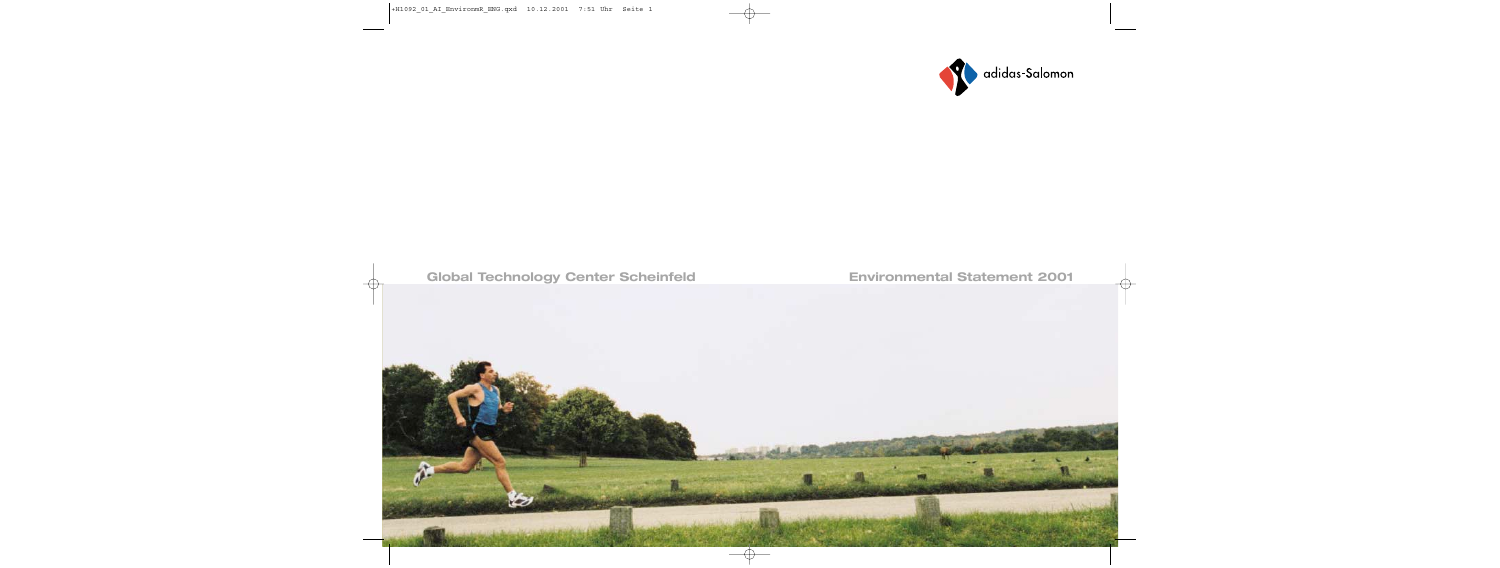adidas-Salomon

Global Technology Center Scheinfeld

# Environmental Statement 2001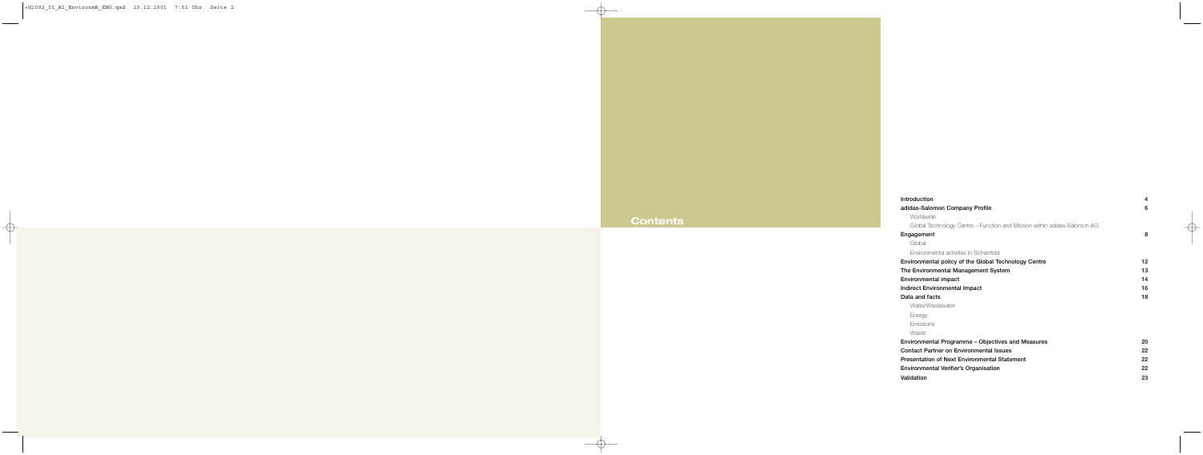# Contents

| | |
|---|---|
| **Introduction** | **4** |
| **adidas-Salomon Company Profile** | **6** |
| Worldwide | |
| Global Technology Centre – Function and Mission within adidas-Salomon AG | |
| **Engagement** | **8** |
| Global | |
| Environmental activities in Scheinfeld | |
| **Environmental policy of the Global Technology Centre** | **12** |
| **The Environmental Management System** | **13** |
| **Environmental impact** | **14** |
| **Indirect Environmental Impact** | **16** |
| **Data and facts** | **18** |
| Water/Wastewater | |
| Energy | |
| Emissions | |
| Waste | |
| **Environmental Programme – Objectives and Measures** | **20** |
| **Contact Partner on Environmental Issues** | **22** |
| **Presentation of Next Environmental Statement** | **22** |
| **Environmental Verifier's Organisation** | **22** |
| **Validation** | **23** |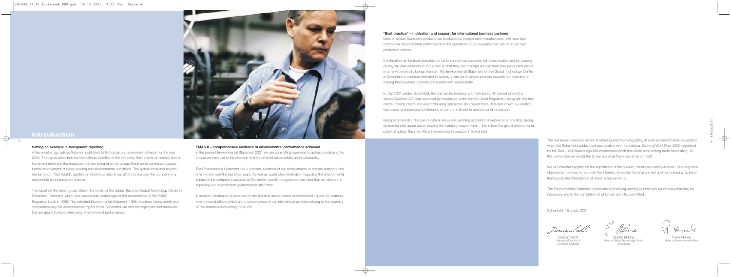# Introduction

### Setting an example in transparent reporting

A few months ago adidas-Salomon published its first social and environmental report for the year 2000. The report describes the international activities of the company, their effects on society and on the environment and the measures that are being taken by adidas-Salomon to contribute towards further improvement of living, working and environmental conditions. The global social and environmental report, "Our World", signifies an enormous step in our efforts to manage the company in a responsible and transparent manner.

The report on the whole group follows the model of the adidas-Salomon Global Technology Centre in Scheinfeld, Germany, which was successfully tested against the requirements of the EMAS Regulation back in 1998. The validated Environmental Statement 1998 describes transparently and comprehensively the environmental impact of the Scheinfeld site and the objectives and measures that are geared towards improving environmental performance.

### EMAS II – comprehensive evidence of environmental performance achieved

In the present Environmental Statement 2001 we are committing ourselves to actively continuing the course we have set in the direction of environmental responsibility and sustainability.

The Environmental Statement 2001 contains evidence of our achievements in matters relating to the environment over the last three years. As well as quantitative information regarding the environmental impact of the company's activities at Scheinfeld, specific programmes are cited that are directed at improving our environmental performance still further.

In addition, information is provided for the first time about indirect environmental impact, for example, environmental effects which are a consequence of our international activities relating to the sourcing of raw materials and primary products.

### "Best practice" – motivation and support for international business partners

Most of adidas-Salomon's products are produced by independent manufacturers. We have less control over environmental performance in the operations of our suppliers than we do in our own production centres.

It is therefore all the more important for us to support our suppliers with case studies and by passing on any valuable experience of our own so that they can manage and organise their production plants in an environmentally benign manner. This Environmental Statement for the Global Technology Centre in Scheinfeld is therefore intended to actively guide our business partners towards the objective of making their business activities compatible with sustainability.

In July 2001 adidas Scheinfeld, the only sports footwear and ball factory still owned directly by adidas-Salomon AG, was successfully revalidated under the Eco Audit Regulation, along with the test centre, training centre and export/shipping operations also based there. This tied in with our existing successes and provided confirmation of our commitment to environmental protection.

Being economical in the use of natural resources, avoiding accidents anywhere or at any time, taking environmentally aware action beyond the statutory requirements – this is how the global environmental policy of adidas-Salomon AG is implemented in practice in Scheinfeld.

The numerous measures aimed at retaining and improving safety at work achieved formal recognition when the Scheinfeld adidas business location won the national Safety at Work Prize 2000 organised by the Textil- und Bekleidungs-Berufsgenossenschaft (the textile and clothing trade association). In this connection we would like to say a special thank you to all our staff.

We at Scheinfeld appreciate the importance of the subject, "health and safety at work". Our long-term objective is therefore to reconcile the interests of society, the environment and our company as proof that successful interaction in all areas is natural for us.

The Environmental Statement constitutes a promising starting point for any future tasks that may be necessary and to the completion of which we are fully committed.

Scheinfeld, 18th July, 2001

Duncan Scott
Managing Director of Footwear Sourcing

Günter Ebbing
Head of Global Technology Centre Scheinfeld

Frank Henke
Head of Environmental Affairs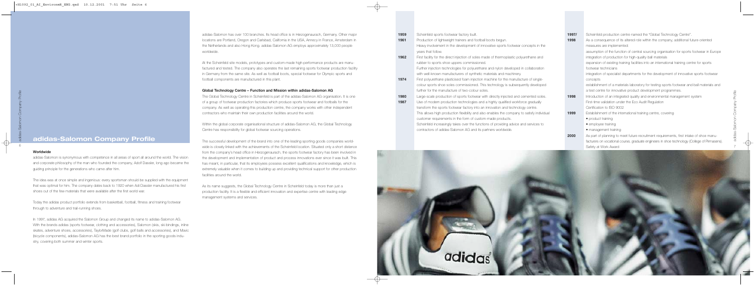# adidas-Salomon Company Profile

## Worldwide

adidas-Salomon is synonymous with competence in all areas of sport all around the world. The vision and corporate philosophy of the man who founded the company, Adolf Dassler, long ago became the guiding principle for the generations who came after him.

The idea was at once simple and ingenious: every sportsman should be supplied with the equipment that was optimal for him. The company dates back to 1920 when Adi Dassler manufactured his first shoes out of the few materials that were available after the first world war.

Today the adidas product portfolio extends from basketball, football, fitness and training footwear through to adventure and trail-running shoes.

In 1997, adidas AG acquired the Salomon Group and changed its name to adidas-Salomon AG. With the brands adidas (sports footwear, clothing and accessories), Salomon (skis, ski bindings, inline skates, adventure shoes, accessories), TaylorMade (golf clubs, golf balls and accessories), and Mavic (bicycle components), adidas-Salomon AG has the best brand portfolio in the sporting goods industry, covering both summer and winter sports.

adidas-Salomon has over 100 branches. Its head office is in Herzogenaurach, Germany. Other major locations are Portland, Oregon and Carlsbad, California in the USA, Annecy in France, Amsterdam in the Netherlands and also Hong Kong. adidas-Salomon AG employs approximately 13,000 people worldwide.

At the Scheinfeld site models, prototypes and custom-made high-performance products are manufactured and tested. The company also operates the last remaining sports footwear production facility in Germany from the same site. As well as football boots, special footwear for Olympic sports and football components are manufactured in this plant.

## Global Technology Centre – Function and Mission within adidas-Salomon AG

The Global Technology Centre in Scheinfeld is part of the adidas-Salomon AG organisation. It is one of a group of footwear production factories which produce sports footwear and footballs for the company. As well as operating this production centre, the company works with other independent contractors who maintain their own production facilities around the world.

Within the global corporate organisational structure of adidas-Salomon AG, the Global Technology Centre has responsibility for global footwear sourcing operations.

The successful development of the brand into one of the leading sporting goods companies worldwide is closely linked with the achievements of the Scheinfeld location. Situated only a short distance from the company's head office in Herzogenaurach, the sports footwear factory has been involved in the development and implementation of product and process innovations ever since it was built. This has meant, in particular, that its employees possess excellent qualifications and knowledge, which is extremely valuable when it comes to building up and providing technical support for other production facilities around the world.

As its name suggests, the Global Technology Centre in Scheinfeld today is more than just a production facility. It is a flexible and efficient innovation and expertise centre with leading edge management systems and services.

**1959** Scheinfeld sports footwear factory built.

**1961** Production of lightweight trainers and football boots begun. Heavy involvement in the development of innovative sports footwear concepts in the years that follow.

**1962** First facility for the direct injection of soles made of thermoplastic polyurethane and rubber to sports shoe uppers commissioned. Further injection technologies for polyurethane and nylon developed in collaboration with well-known manufacturers of synthetic materials and machinery.

**1974** First polyurethane plasticised foam injection machine for the manufacture of single-colour sports shoe soles commissioned. This technology is subsequently developed further for the manufacture of two-colour soles.

**1980** Large-scale production of sports footwear with directly injected and cemented soles.

**1987** Use of modern production technologies and a highly qualified workforce gradually transform the sports footwear factory into an innovation and technology centre. This allows high production flexibility and also enables the company to satisfy individual customer requirements in the form of custom-made products. Scheinfeld increasingly takes over the functions of providing advice and services to contractors of adidas-Salomon AG and its partners worldwide.

**1997/1998** Scheinfeld production centre named the "Global Technology Centre". As a consequence of its altered role within the company, additional future oriented measures are implemented:
assumption of the function of central sourcing organisation for sports footwear in Europe
integration of production for high-quality ball materials
expansion of existing training facilities into an international training centre for sports footwear technicians
integration of specialist departments for the development of innovative sports footwear concepts
establishment of a materials laboratory for testing sports footwear and ball materials and a test centre for innovative product development programmes.

**1998** Introduction of an integrated quality and environmental management system
First-time validation under the Eco Audit Regulation
Certification to ISO 9002

**1999** Establishment of the international training centre, covering
- product training
- employee training
- management training

**2000** As part of planning to meet future recruitment requirements, first intake of shoe manufacturers on vocational course, graduate engineers in shoe technology (College of Pirmasens).
Safety at Work Award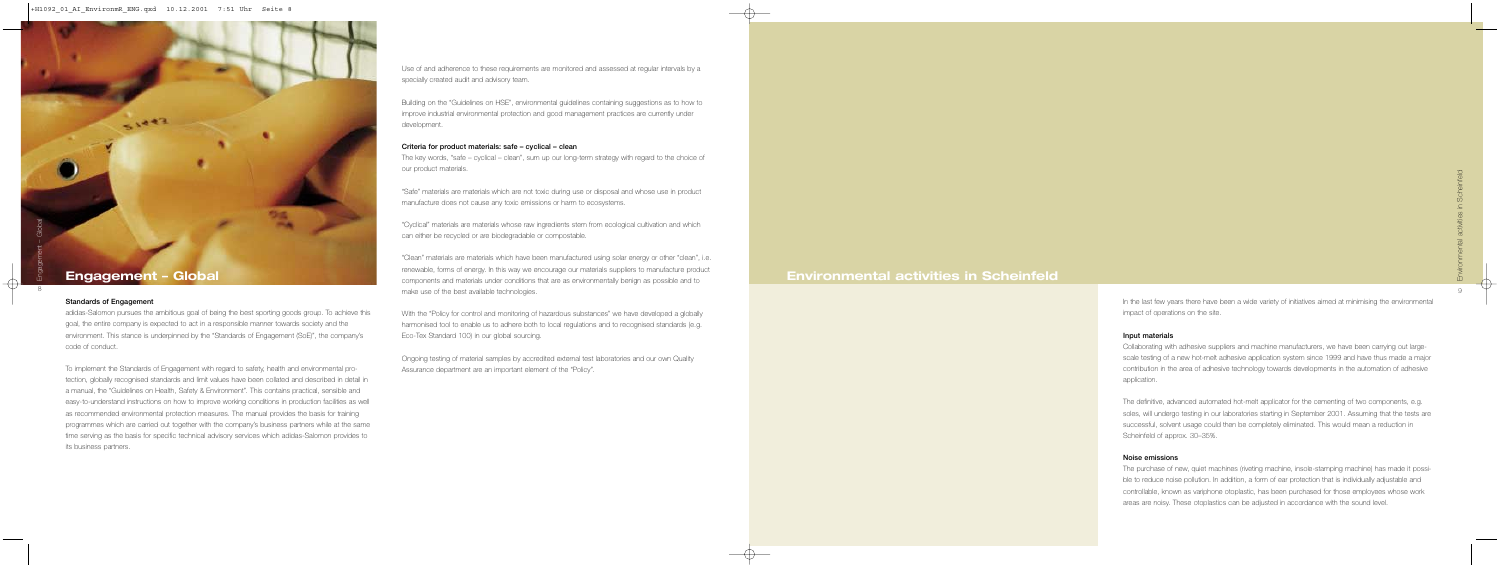## Engagement – Global

### Standards of Engagement

adidas-Salomon pursues the ambitious goal of being the best sporting goods group. To achieve this goal, the entire company is expected to act in a responsible manner towards society and the environment. This stance is underpinned by the "Standards of Engagement (SoE)", the company's code of conduct.

To implement the Standards of Engagement with regard to safety, health and environmental protection, globally recognised standards and limit values have been collated and described in detail in a manual, the "Guidelines on Health, Safety & Environment". This contains practical, sensible and easy-to-understand instructions on how to improve working conditions in production facilities as well as recommended environmental protection measures. The manual provides the basis for training programmes which are carried out together with the company's business partners while at the same time serving as the basis for specific technical advisory services which adidas-Salomon provides to its business partners.

Use of and adherence to these requirements are monitored and assessed at regular intervals by a specially created audit and advisory team.

Building on the "Guidelines on HSE", environmental guidelines containing suggestions as to how to improve industrial environmental protection and good management practices are currently under development.

### Criteria for product materials: safe – cyclical – clean

The key words, "safe – cyclical – clean", sum up our long-term strategy with regard to the choice of our product materials.

"Safe" materials are materials which are not toxic during use or disposal and whose use in product manufacture does not cause any toxic emissions or harm to ecosystems.

"Cyclical" materials are materials whose raw ingredients stem from ecological cultivation and which can either be recycled or are biodegradable or compostable.

"Clean" materials are materials which have been manufactured using solar energy or other "clean", i.e. renewable, forms of energy. In this way we encourage our materials suppliers to manufacture product components and materials under conditions that are as environmentally benign as possible and to make use of the best available technologies.

With the "Policy for control and monitoring of hazardous substances" we have developed a globally harmonised tool to enable us to adhere both to local regulations and to recognised standards (e.g. Eco-Tex Standard 100) in our global sourcing.

Ongoing testing of material samples by accredited external test laboratories and our own Quality Assurance department are an important element of the "Policy".

## Environmental activities in Scheinfeld

In the last few years there have been a wide variety of initiatives aimed at minimising the environmental impact of operations on the site.

### Input materials

Collaborating with adhesive suppliers and machine manufacturers, we have been carrying out large-scale testing of a new hot-melt adhesive application system since 1999 and have thus made a major contribution in the area of adhesive technology towards developments in the automation of adhesive application.

The definitive, advanced automated hot-melt applicator for the cementing of two components, e.g. soles, will undergo testing in our laboratories starting in September 2001. Assuming that the tests are successful, solvent usage could then be completely eliminated. This would mean a reduction in Scheinfeld of approx. 30–35%.

### Noise emissions

The purchase of new, quiet machines (riveting machine, insole stamping machine) has made it possible to reduce noise pollution. In addition, a form of ear protection that is individually adjustable and controllable, known as variphone otoplastic, has been purchased for those employees whose work areas are noisy. These otoplastics can be adjusted in accordance with the sound level.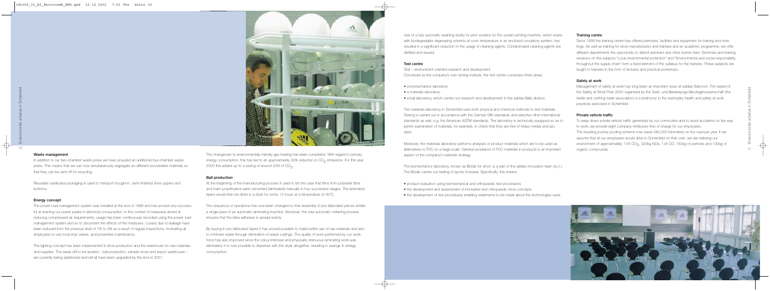### Waste management

In addition to our two-chamber waste press we have acquired an additional four-chamber waste press. This means that we can now simultaneously segregate six different recoverable materials so that they can be sent off for recycling.

Reusable cardboard packaging is used to transport bought-in, semi-finished shoe uppers and bottoms.

### Energy concept

The power load management system was installed at the end of 1999 and has proved very successful at evening out power peaks in electricity consumption. In the context of measures aimed at reducing compressed air requirements, usage has been continuously recorded using the power load management system and so to document the effects of the measures. Losses due to leakage have been reduced from the previous level of 7% to 3% as a result of regular inspections, motivating all employees to use local stop valves, and preventive maintenance.

The lighting concept has been implemented in shoe production and the warehouse for raw materials and supplies. The areas still to be tackled – ball production, sample stock and export warehouse – are currently being addressed and will all have been upgraded by the end of 2001.

The changeover to environmentally friendly gas heating has been completed. With regard to primary energy consumption, this has led to an approximately 30% reduction in $CO_2$ emissions. For the year 2000 this added up to a saving of around 245t of $CO_2$.

### Ball production

At the beginning of the manufacturing process it used to be the case that films from polyester fibre and foam polyethylene were cemented (laminated) manually in four successive stages. The laminated layers would then be dried in a dryer for some 12 hours at a temperature of 35°C.

The sequence of operations has now been changed so that assembly of pre-fabricated pieces entails a single pass of an automatic laminating machine. Moreover, the new automatic metering process ensures that the latex adhesive is spread evenly.

By buying in pre-fabricated layers it has proved possible to make better use of raw materials and also to minimise waste through elimination of waste cuttings. The quality of work performed by our workforce has also improved since the odour-intensive and physically strenuous laminating work was eliminated. It is now possible to dispense with the dryer altogether, resulting in savings in energy consumption.

Use of a fully automatic washing facility for print screens for the screen printing machine, which works with biodegradable degreasing solvents at room temperature in an enclosed circulatory system, has resulted in a significant reduction in the usage of cleaning agents. Contaminated cleaning agents are distilled and reused.

### Test centre

Test – environment-oriented research and development

Conceived as the company's own testing institute, the test centre comprises three areas:

- a biomechanics laboratory
- a materials laboratory
- a ball laboratory, which carries out research and development in the adidas Balls division.

The materials laboratory in Scheinfeld uses both physical and chemical methods to test materials. Testing is carried out in accordance with the German DIN standards and selective other international standards as well, e.g. the American ASTM standards. The laboratory is technically equipped so as to permit examination of materials, for example, to check that they are free of heavy metals and azo dyes.

Moreover, the materials laboratory performs analyses of product materials which are to be used as alternatives to PVC on a large-scale. General avoidance of PVC materials in products is an important aspect of the company's materials strategy.

The biomechanics laboratory, known as Biolab for short, is a part of the adidas innovation team (a.i.t.). The Biolab carries out testing of sports footwear. Specifically, this means:

- product evaluation using biomechanical and orthopaedic test procedures
- the development and assessment of innovative and orthopaedic shoe concepts
- the development of test procedures enabling statements to be made about the technologies used

### Training centre

Since 1999 the training centre has offered premises, facilities and equipment for training and meetings. As well as training for shoe manufacturers and trainees and an academic programme, we offer different departments the opportunity to attend seminars and other events here. Seminars and training sessions on the subjects "Local environmental protection" and "Environmental and social responsibility throughout the supply chain" form a fixed element of the syllabus for the trainees. These subjects are taught to trainees in the form of lectures and practical workshops.

### Safety at work

Management of safety at work has long been an important issue at adidas-Salomon. The award of the Safety at Work Prize 2000 organised by the Textil- und Bekleidungs-Berufsgenossenschaft (the textile and clothing trade association) is a testimony to the exemplary health and safety at work practices exercised in Scheinfeld.

### Private vehicle traffic

To keep down private vehicle traffic generated by our commuters and to avoid accidents on the way to work, we provide eight company minibuses free of charge for our employees.
The resulting journey pooling scheme now saves 580,000 kilometres on the road per year. If we assume that all our employees would drive to Scheinfeld on their own, we are relieving our environment of approximately 115t $CO_2$, 320kg NOx, 1.6t CO, 160kg of particles and 130kg of organic compounds.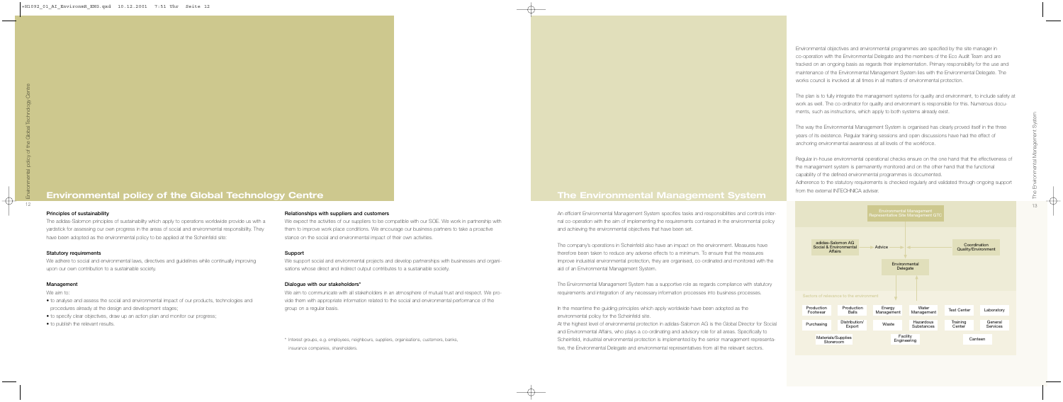# Environmental policy of the Global Technology Centre

### Principles of sustainability

The adidas-Salomon principles of sustainability which apply to operations worldwide provide us with a yardstick for assessing our own progress in the areas of social and environmental responsibility. They have been adopted as the environmental policy to be applied at the Scheinfeld site:

### Statutory requirements

We adhere to social and environmental laws, directives and guidelines while continually improving upon our own contribution to a sustainable society.

### Management

We aim to:

- to analyse and assess the social and environmental impact of our products, technologies and procedures already at the design and development stages;
- to specify clear objectives, draw up an action plan and monitor our progress;
- to publish the relevant results.

### Relationships with suppliers and customers

We expect the activities of our suppliers to be compatible with our SOE. We work in partnership with them to improve work place conditions. We encourage our business partners to take a proactive stance on the social and environmental impact of their own activities.

### Support

We support social and environmental projects and develop partnerships with businesses and organisations whose direct and indirect output contributes to a sustainable society.

### Dialogue with our stakeholders*

We aim to communicate with all stakeholders in an atmosphere of mutual trust and respect. We provide them with appropriate information related to the social and environmental performance of the group on a regular basis.

\* Interest groups, e.g. employees, neighbours, suppliers, organisations, customers, banks, insurance companies, shareholders.

# The Environmental Management System

An efficient Environmental Management System specifies tasks and responsibilities and controls internal co-operation with the aim of implementing the requirements contained in the environmental policy and achieving the environmental objectives that have been set.

The company's operations in Scheinfeld also have an impact on the environment. Measures have therefore been taken to reduce any adverse effects to a minimum. To ensure that the measures improve industrial environmental protection, they are organised, co-ordinated and monitored with the aid of an Environmental Management System.

The Environmental Management System has a supportive role as regards compliance with statutory requirements and integration of any necessary information processes into business processes.

In the meantime the guiding principles which apply worldwide have been adopted as the environmental policy for the Scheinfeld site.

At the highest level of environmental protection in adidas-Salomon AG is the Global Director for Social and Environmental Affairs, who plays a co-ordinating and advisory role for all areas. Specifically to Scheinfeld, industrial environmental protection is implemented by the senior management representative, the Environmental Delegate and environmental representatives from all the relevant sectors.

Environmental objectives and environmental programmes are specified by the site manager in co-operation with the Environmental Delegate and the members of the Eco Audit Team and are tracked on an ongoing basis as regards their implementation. Primary responsibility for the use and maintenance of the Environmental Management System lies with the Environmental Delegate. The works council is involved at all times in all matters of environmental protection.

The plan is to fully integrate the management systems for quality and environment, to include safety at work as well. The co-ordinator for quality and environment is responsible for this. Numerous documents, such as instructions, which apply to both systems already exist.

The way the Environmental Management System is organised has clearly proved itself in the three years of its existence. Regular training sessions and open discussions have had the effect of anchoring environmental awareness at all levels of the workforce.

Regular in-house environmental operational checks ensure on the one hand that the effectiveness of the management system is permanently monitored and on the other hand that the functional capability of the defined environmental programmes is documented.

Adherence to the statutory requirements is checked regularly and validated through ongoing support from the external INTECHNICA adviser.

Environmental Management Representative Site Management GTC

adidas-Salomon AG Social & Environmental Affairs → Advice → Environmental Delegate ← Coordination Quality/Environment

Sectors of relevance to the environment

| | | | | | |
|---|---|---|---|---|---|
| Production Footwear | Production Balls | Energy Management | Water Management | Test Center | Laboratory |
| Purchasing | Distribution/ Export | Waste | Hazardous Substances | Training Center | General Services |
| Materials/Supplies Storeroom | | Facility Engineering | | Canteen | |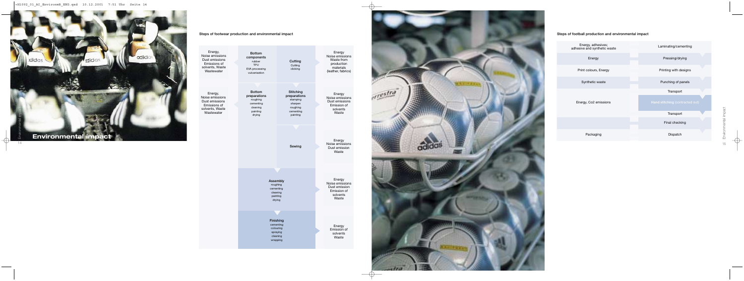# Environmental impact

### Steps of footwear production and environmental impact

| Environmental impact | Production step | | Environmental impact |
|---|---|---|---|
| Energy, Noise emissions, Dust emissions, Emissions of solvents, Waste, Wastewater | **Bottom components** rubber, TPU, EVA processing, vulcanisation | **Cutting** Cutting, clicking | Energy, Noise emissions, Waste from production materials (leather, fabrics) |
| Energy, Noise emissions, Dust emissions, Emissions of solvents, Waste, Wastewater | **Bottom preparations** roughing, cementing, cleaning, painting, drying | **Stitching preparations** stamping, sharpen, roughing, cementing, painting | Energy, Noise emissions, Dust emissions, Emission of solvents, Waste |
| | | **Sewing** | Energy, Noise emissions, Dust emission, Waste |
| | **Assembly** roughing, cementing, cleaning, painting, drying | | Energy, Noise emissions, Dust emission, Emission of solvents, Waste |
| | **Finishing** cementing, colouring, spraying, cleaning, wrapping | | Energy, Emission of solvents, Waste |

### Steps of football production and environmental impact

| Environmental impact | Production step |
|---|---|
| Energy, adhesives; adhesive and synthetic waste | Laminating/cementing |
| Energy | Pressing/drying |
| Print colours, Energy | Printing with designs |
| Synthetic waste | Punching of panels |
| | Transport |
| Energy, Co2 emissions | Hand stitching (contracted out) |
| | Transport |
| | Final checking |
| Packaging | Dispatch |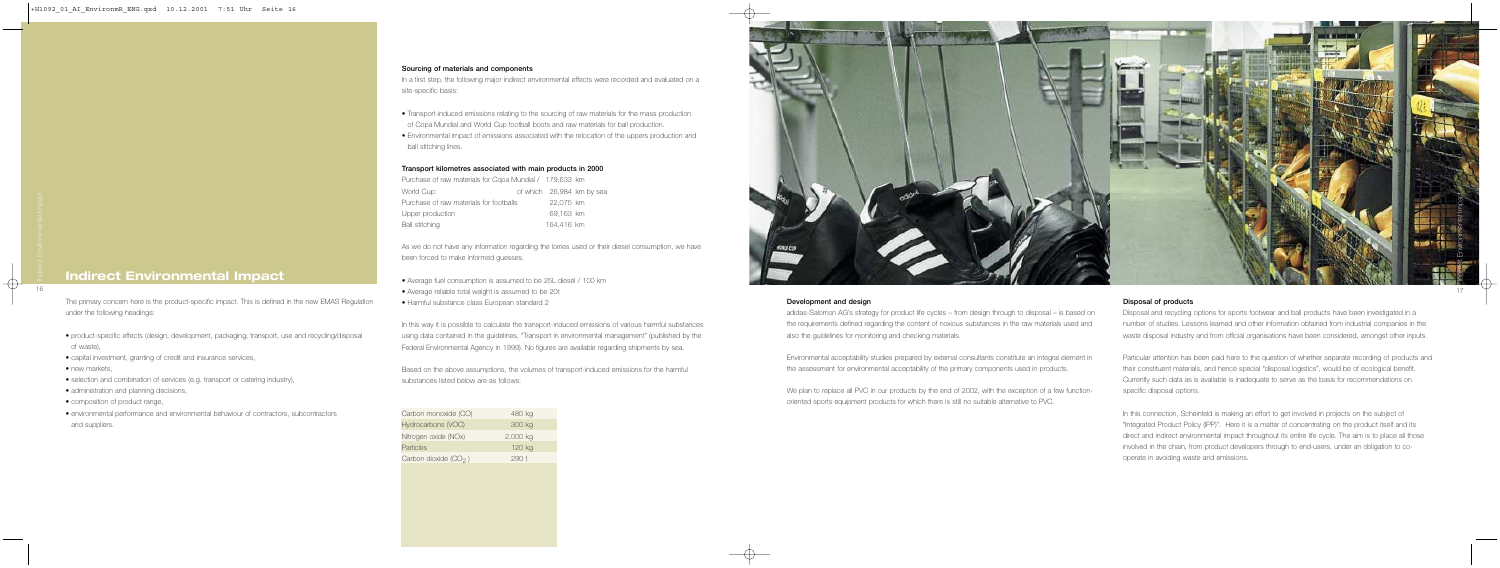## Indirect Environmental Impact

The primary concern here is the product-specific impact. This is defined in the new EMAS Regulation under the following headings:

- product-specific effects (design, development, packaging, transport, use and recycling/disposal of waste),
- capital investment, granting of credit and insurance services,
- new markets,
- selection and combination of services (e.g. transport or catering industry),
- administration and planning decisions,
- composition of product range,
- environmental performance and environmental behaviour of contractors, subcontractors and suppliers.

### Sourcing of materials and components

In a first step, the following major indirect environmental effects were recorded and evaluated on a site-specific basis:

- Transport-induced emissions relating to the sourcing of raw materials for the mass production of Copa Mundial and World Cup football boots and raw materials for ball production.
- Environmental impact of emissions associated with the relocation of the uppers production and ball stitching lines.

### Transport kilometres associated with main products in 2000

| | |
|---|---|
| Purchase of raw materials for Copa Mundial / World Cup: | 179,633 km of which 26,984 km by sea |
| Purchase of raw materials for footballs | 22,075 km |
| Upper production | 69,163 km |
| Ball stitching | 164,416 km |

As we do not have any information regarding the lorries used or their diesel consumption, we have been forced to make informed guesses.

- Average fuel consumption is assumed to be 25L diesel / 100 km
- Average reliable total weight is assumed to be 20t
- Harmful substance class European standard 2

In this way it is possible to calculate the transport-induced emissions of various harmful substances using data contained in the guidelines, "Transport in environmental management" (published by the Federal Environmental Agency in 1999). No figures are available regarding shipments by sea.

Based on the above assumptions, the volumes of transport-induced emissions for the harmful substances listed below are as follows:

| | |
|---|---|
| Carbon monoxide (CO) | 480 kg |
| Hydrocarbons (VOC) | 300 kg |
| Nitrogen oxide (NOx) | 2.000 kg |
| Particles | 120 kg |
| Carbon dioxide ($CO_2$) | 290 t |

### Development and design

adidas-Salomon AG's strategy for product life cycles – from design through to disposal – is based on the requirements defined regarding the content of noxious substances in the raw materials used and also the guidelines for monitoring and checking materials.

Environmental acceptability studies prepared by external consultants constitute an integral element in the assessment for environmental acceptability of the primary components used in products.

We plan to replace all PVC in our products by the end of 2002, with the exception of a few function-oriented sports equipment products for which there is still no suitable alternative to PVC.

### Disposal of products

Disposal and recycling options for sports footwear and ball products have been investigated in a number of studies. Lessons learned and other information obtained from industrial companies in the waste disposal industry and from official organisations have been considered, amongst other inputs.

Particular attention has been paid here to the question of whether separate recording of products and their constituent materials, and hence special "disposal logistics", would be of ecological benefit. Currently such data as is available is inadequate to serve as the basis for recommendations on specific disposal options.

In this connection, Scheinfeld is making an effort to get involved in projects on the subject of "Integrated Product Policy (IPP)". Here it is a matter of concentrating on the product itself and its direct and indirect environmental impact throughout its entire life cycle. The aim is to place all those involved in the chain, from product developers through to end-users, under an obligation to co-operate in avoiding waste and emissions.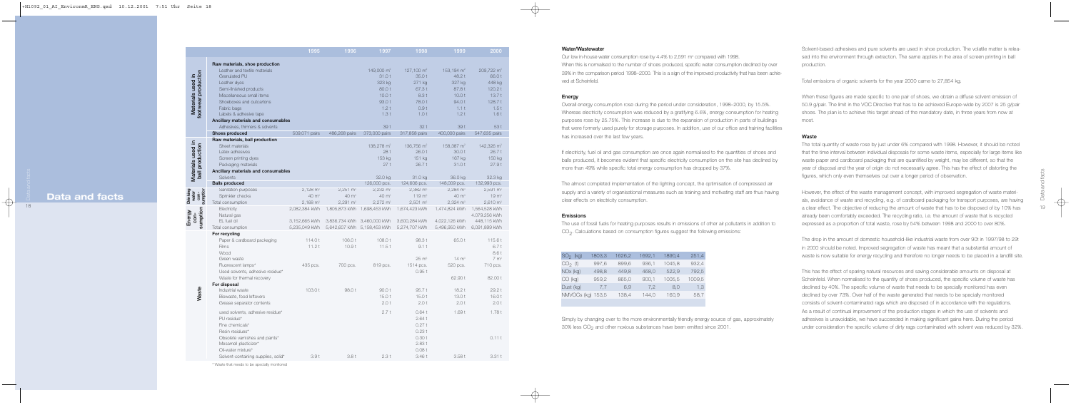# Data and facts

| | | 1995 | 1996 | 1997 | 1998 | 1999 | 2000 |
|---|---|---|---|---|---|---|---|
| **Materials used in footwear production** | **Raw materials, shoe production** | | | | | | |
| | Leather and textile materials | | | 149,000 m² | 127,100 m² | 153,194 m² | 209,722 m² |
| | Granulated PU | | | 31.0 t | 35.0 t | 48.2 t | 66.0 t |
| | Leather dyes | | | 323 kg | 271 kg | 327 kg | 448 kg |
| | Semi-finished products | | | 80.0 t | 67.3 t | 87.8 t | 120.2 t |
| | Miscellaneous small items | | | 10.0 t | 8.3 t | 10.0 t | 13.7 t |
| | Shoeboxes and outcartons | | | 93.0 t | 78.0 t | 94.0 t | 128.7 t |
| | Fabric bags | | | 1.2 t | 0.9 t | 1.1 t | 1.5 t |
| | Labels & adhesive tape | | | 1.3 t | 1.0 t | 1.2 t | 1.6 t |
| | **Ancillary materials and consumables** | | | | | | |
| | Adhesives, thinners & solvents | | | 39 t | 32 t | 39 t | 53 t |
| | **Shoes produced** | 509,071 pairs | 486,268 pairs | 373,000 pairs | 317,858 pairs | 400,000 pairs | 547,635 pairs |
| **Materials used in ball production** | **Raw materials, ball production** | | | | | | |
| | Sheet materials | | | 138,278 m² | 136,756 m² | 158,387 m² | 142,326 m² |
| | Latex adhesives | | | 28 t | 26.0 t | 30.0 t | 26.7 t |
| | Screen printing dyes | | | 153 kg | 151 kg | 167 kg | 150 kg |
| | Packaging materials | | | 27 t | 26.7 t | 31.0 t | 27.9 t |
| | **Ancillary materials and consumables** | | | | | | |
| | Solvents | | | 32.0 kg | 31.0 kg | 36.0 kg | 32.3 kg |
| | **Balls produced** | | | 126,000 pcs. | 124,606 pcs. | 148,009 pcs. | 132,993 pcs. |
| **Drinking water consumption** | Sanitation purposes | 2,128 m³ | 2,251 m³ | 2,232 m³ | 2,382 m³ | 2,284 m³ | 2,591 m³ |
| | Sprinkler checks | 40 m³ | 40 m³ | 40 m³ | 119 m³ | 40 m³ | 19 m³ |
| | Total consumption | 2,168 m³ | 2,291 m³ | 2,272 m³ | 2,501 m³ | 2,324 m³ | 2,610 m³ |
| **Energy consumption** | Electricity | 2,082,384 kWh | 1,805,873 kWh | 1,698,453 kWh | 1,674,423 kWh | 1,474,824 kWh | 1,564,528 kWh |
| | Natural gas | | | | | | 4,079,256 kWh |
| | EL fuel oil | 3,152,665 kWh | 3,836,734 kWh | 3,460,000 kWh | 3,600,284 kWh | 4,022,126 kWh | 448,115 kWh |
| | Total consumption | 5,235,049 kWh | 5,642,607 kWh | 5,158,453 kWh | 5,274,707 kWh | 5,496,950 kWh | 6,091,899 kWh |
| **Waste** | **For recycling** | | | | | | |
| | Paper & cardboard packaging | 114.0 t | 106.0 t | 108.0 t | 98.3 t | 65.0 t | 115.6 t |
| | Films | 11.2 t | 10.9 t | 11.5 t | 9.1 t | | 6.7 t |
| | Wood | | | | | | 8.6 t |
| | Green waste | | | | 25 m³ | 14 m³ | 7 m³ |
| | Fluorescent lamps* | 435 pcs. | 700 pcs. | 819 pcs. | 1514 pcs. | 520 pcs. | 710 pcs. |
| | Used solvents, adhesive residue* | | | | 0.95 t | | |
| | Waste for thermal recovery | | | | | 62.00 t | 82.00 t |
| | **For disposal** | | | | | | |
| | Industrial waste | 103.0 t | 98.0 t | 90.0 t | 95.7 t | 18.2 t | 29.2 t |
| | Biowaste, food leftovers | | | 15.0 t | 15.0 t | 13.0 t | 16.0 t |
| | Grease separator contents | | | 2.0 t | 2.0 t | 2.0 t | 2.0 t |
| | used solvents, adhesive residue* | | | 2.7 t | 0.64 t | 1.69 t | 1.78 t |
| | PU residue* | | | | 2.64 t | | |
| | Fine chemicals* | | | | 0.27 t | | |
| | Resin residues* | | | | 0.23 t | | |
| | Obsolete varnishes and paints* | | | | 0.30 t | | 0.11 t |
| | Mesamoll plasticizer* | | | | 2.83 t | | |
| | Oil-water mixture* | | | | 0.08 t | | |
| | Solvent-containing supplies, solid* | 3.9 t | 3.8 t | 2.3 t | 3.46 t | 3.58 t | 3.31 t |

\* Waste that needs to be specially monitored

### Water/Wastewater

Our low in-house water consumption rose by 4.4% to 2,591 m³ compared with 1998. When this is normalised to the number of shoes produced, specific water consumption declined by over 39% in the comparison period 1998–2000. This is a sign of the improved productivity that has been achieved at Scheinfeld.

### Energy

Overall energy consumption rose during the period under consideration, 1998–2000, by 15.5%. Whereas electricity consumption was reduced by a gratifying 6.6%, energy consumption for heating purposes rose by 25.75%. This increase is due to the expansion of production in parts of buildings that were formerly used purely for storage purposes. In addition, use of our office and training facilities has increased over the last few years.

If electricity, fuel oil and gas consumption are once again normalised to the quantities of shoes and balls produced, it becomes evident that specific electricity consumption on the site has declined by more than 49% while specific total energy consumption has dropped by 37%.

The almost completed implementation of the lighting concept, the optimisation of compressed air supply and a variety of organisational measures such as training and motivating staff are thus having clear effects on electricity consumption.

### Emissions

The use of fossil fuels for heating purposes results in emissions of other air pollutants in addition to $CO_2$. Calculations based on consumption figures suggest the following emissions:

| | | | | | |
|---|---|---|---|---|---|
| $SO_2$ (kg) | 1803,3 | 1626,2 | 1692,1 | 1890,4 | 251,4 |
| $CO_2$ (t) | 997,6 | 899,6 | 936,1 | 1045,8 | 932,4 |
| NOx (kg) | 498,8 | 449,8 | 468,0 | 522,9 | 792,5 |
| CO (kg) | 959,2 | 865,0 | 900,1 | 1005,5 | 1009,5 |
| Dust (kg) | 7,7 | 6,9 | 7,2 | 8,0 | 1,3 |
| NMVOCs (kg) | 153,5 | 138,4 | 144,0 | 160,9 | 58,7 |

Simply by changing over to the more environmentally friendly energy source of gas, approximately 30% less $CO_2$ and other noxious substances have been emitted since 2001.

Solvent-based adhesives and pure solvents are used in shoe production. The volatile matter is released into the environment through extraction. The same applies in the area of screen printing in ball production.

Total emissions of organic solvents for the year 2000 came to 27,854 kg.

When these figures are made specific to one pair of shoes, we obtain a diffuse solvent emission of 50.9 g/pair. The limit in the VOC Directive that has to be achieved Europe-wide by 2007 is 25 g/pair shoes. The plan is to achieve this target ahead of the mandatory date, in three years from now at most.

### Waste

The total quantity of waste rose by just under 6% compared with 1998. However, it should be noted that the time interval between individual disposals for some waste items, especially for large items like waste paper and cardboard packaging that are quantified by weight, may be different, so that the year of disposal and the year of origin do not necessarily agree. This has the effect of distorting the figures, which only even themselves out over a longer period of observation.

However, the effect of the waste management concept, with improved segregation of waste materials, avoidance of waste and recycling, e.g. of cardboard packaging for transport purposes, are having a clear effect. The objective of reducing the amount of waste that has to be disposed of by 10% has already been comfortably exceeded. The recycling ratio, i.e. the amount of waste that is recycled expressed as a proportion of total waste, rose by 54% between 1998 and 2000 to over 80%.

The drop in the amount of domestic household-like industrial waste from over 90t in 1997/98 to 29t in 2000 should be noted. Improved segregation of waste has meant that a substantial amount of waste is now suitable for energy recycling and therefore no longer needs to be placed in a landfill site.

This has the effect of sparing natural resources and saving considerable amounts on disposal at Scheinfeld. When normalised to the quantity of shoes produced, the specific volume of waste has declined by 40%. The specific volume of waste that needs to be specially monitored has even declined by over 73%. Over half of the waste generated that needs to be specially monitored consists of solvent-contaminated rags which are disposed of in accordance with the regulations. As a result of continual improvement of the production stages in which the use of solvents and adhesives is unavoidable, we have succeeded in making significant gains here. During the period under consideration the specific volume of dirty rags contaminated with solvent was reduced by 32%.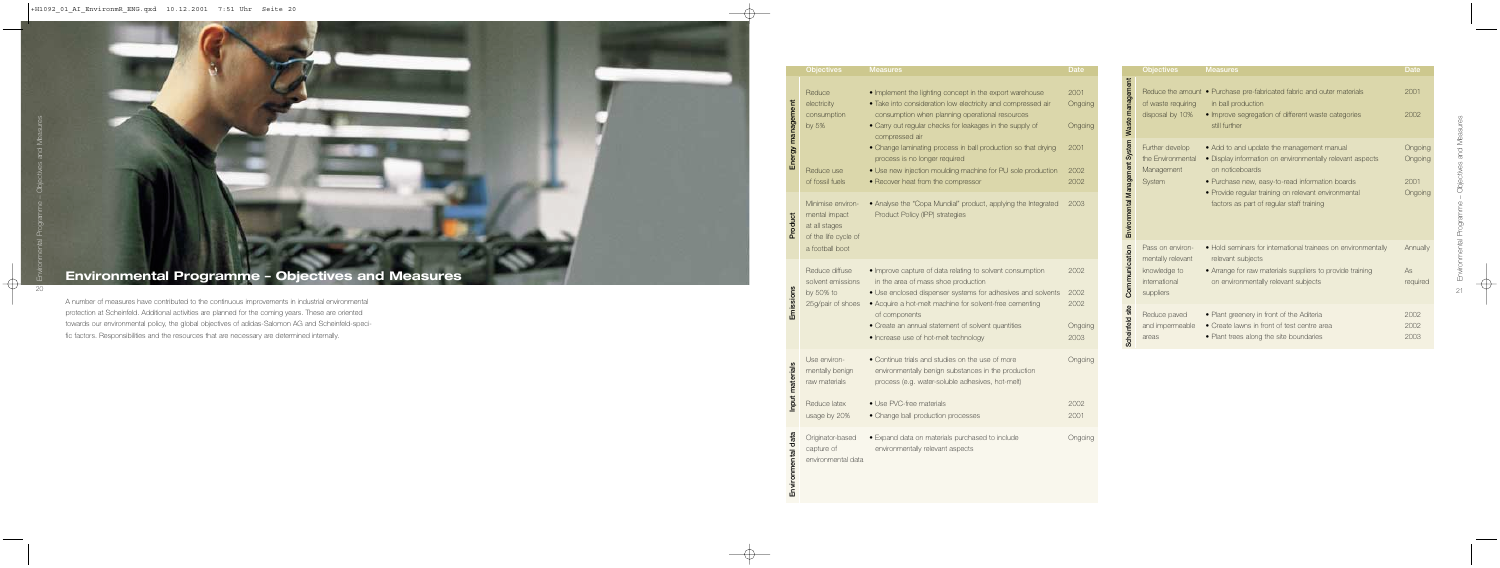# Environmental Programme – Objectives and Measures

A number of measures have contributed to the continuous improvements in industrial environmental protection at Scheinfeld. Additional activities are planned for the coming years. These are oriented towards our environmental policy, the global objectives of adidas-Salomon AG and Scheinfeld-specific factors. Responsibilities and the resources that are necessary are determined internally.

| | Objectives | Measures | Date |
|---|---|---|---|
| Energy management | Reduce electricity consumption by 5% | • Implement the lighting concept in the export warehouse | 2001 |
| | | • Take into consideration low electricity and compressed air consumption when planning operational resources | Ongoing |
| | | • Carry out regular checks for leakages in the supply of compressed air | Ongoing |
| | | • Change laminating process in ball production so that drying process is no longer required | 2001 |
| | Reduce use of fossil fuels | • Use new injection moulding machine for PU sole production | 2002 |
| | | • Recover heat from the compressor | 2002 |
| Product | Minimise environmental impact at all stages of the life cycle of a football boot | • Analyse the "Copa Mundial" product, applying the Integrated Product Policy (IPP) strategies | 2003 |
| Emissions | Reduce diffuse solvent emissions by 50% to 25g/pair of shoes | • Improve capture of data relating to solvent consumption in the area of mass shoe production | 2002 |
| | | • Use enclosed dispenser systems for adhesives and solvents | 2002 |
| | | • Acquire a hot-melt machine for solvent-free cementing of components | 2002 |
| | | • Create an annual statement of solvent quantities | Ongoing |
| | | • Increase use of hot-melt technology | 2003 |
| Input materials | Use environmentally benign raw materials | • Continue trials and studies on the use of more environmentally benign substances in the production process (e.g. water-soluble adhesives, hot-melt) | Ongoing |
| | Reduce latex usage by 20% | • Use PVC-free materials | 2002 |
| | | • Change ball production processes | 2001 |
| Environmental data | Originator-based capture of environmental data | • Expand data on materials purchased to include environmentally relevant aspects | Ongoing |
| Waste management | Reduce the amount of waste requiring disposal by 10% | • Purchase pre-fabricated fabric and outer materials in ball production | 2001 |
| | | • Improve segregation of different waste categories still further | 2002 |
| Environmental Management System | Further develop the Environmental Management System | • Add to and update the management manual | Ongoing |
| | | • Display information on environmentally relevant aspects on noticeboards | Ongoing |
| | | • Purchase new, easy-to-read information boards | 2001 |
| | | • Provide regular training on relevant environmental factors as part of regular staff training | Ongoing |
| Communication | Pass on environmentally relevant knowledge to international suppliers | • Hold seminars for international trainees on environmentally relevant subjects | Annually |
| | | • Arrange for raw materials suppliers to provide training on environmentally relevant subjects | As required |
| Scheinfeld site | Reduce paved and impermeable areas | • Plant greenery in front of the Aditeria | 2002 |
| | | • Create lawns in front of test centre area | 2002 |
| | | • Plant trees along the site boundaries | 2003 |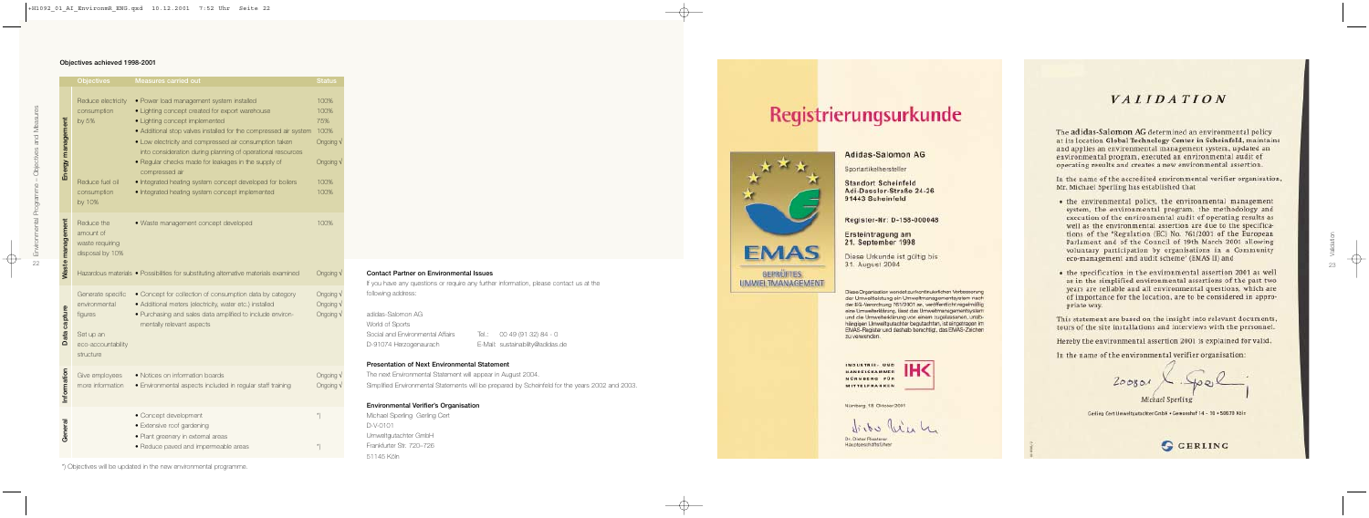## Objectives achieved 1998-2001

| | Objectives | Measures carried out | Status |
|---|---|---|---|
| Energy management | Reduce electricity consumption by 5% | • Power load management system installed | 100% |
| | | • Lighting concept created for export warehouse | 100% |
| | | • Lighting concept implemented | 75% |
| | | • Additional stop valves installed for the compressed air system | 100% |
| | | • Low electricity and compressed air consumption taken into consideration during planning of operational resources | Ongoing √ |
| | | • Regular checks made for leakages in the supply of compressed air | Ongoing √ |
| | Reduce fuel oil consumption by 10% | • Integrated heating system concept developed for boilers | 100% |
| | | • Integrated heating system concept implemented | 100% |
| Waste management | Reduce the amount of waste requiring disposal by 10% | • Waste management concept developed | 100% |
| | Hazardous materials | • Possibilities for substituting alternative materials examined | Ongoing √ |
| Data capture | Generate specific environmental figures | • Concept for collection of consumption data by category | Ongoing √ |
| | | • Additional meters (electricity, water etc.) installed | Ongoing √ |
| | Set up an eco-accountability structure | • Purchasing and sales data amplified to include environmentally relevant aspects | Ongoing √ |
| Information | Give employees more information | • Notices on information boards | Ongoing √ |
| | | • Environmental aspects included in regular staff training | Ongoing √ |
| General | | • Concept development | *) |
| | | • Extensive roof gardening | |
| | | • Plant greenery in external areas | |
| | | • Reduce paved and impermeable areas | *) |

*) Objectives will be updated in the new environmental programme.

### Contact Partner on Environmental Issues

If you have any questions or require any further information, please contact us at the following address:

adidas-Salomon AG
World of Sports
Social and Environmental Affairs — Tel.: 00 49 (91 32) 84 - 0
D-91074 Herzogenaurach — E-Mail: sustainability@adidas.de

### Presentation of Next Environmental Statement

The next Environmental Statement will appear in August 2004.
Simplified Environmental Statements will be prepared by Scheinfeld for the years 2002 and 2003.

### Environmental Verifier's Organisation

Michael Sperling Gerling Cert
D-V-0101
Umweltgutachter GmbH
Frankfurter Str. 720–726
51145 Köln

# Registrierungsurkunde

EMAS
GEPRÜFTES UMWELTMANAGEMENT

**Adidas-Salomon AG**

Sportartikelhersteller

**Standort Scheinfeld**
**Adi-Dassler-Straße 24-26**
**91443 Scheinfeld**

**Register-Nr: D-155-000048**

**Ersteintragung am**
**21. September 1998**

Diese Urkunde ist gültig bis
31. August 2004

Diese Organisation wendet zur kontinuierlichen Verbesserung der Umweltleistung ein Umweltmanagementsystem nach der EG-Verordnung 761/2001 an, veröffentlicht regelmäßig eine Umwelterklärung, lässt das Umweltmanagementsystem und die Umwelterklärung von einem zugelassenen, unabhängigen Umweltgutachter begutachten, ist eingetragen im EMAS-Register und deshalb berechtigt, das EMAS-Zeichen zu verwenden.

INDUSTRIE- UND HANDELSKAMMER NÜRNBERG FÜR MITTELFRANKEN — IHK

Nürnberg, 18. Oktober 2001

Dr. Dieter Rieskerer
Hauptgeschäftsführer

# VALIDATION

The **adidas-Salomon AG** determined an environmental policy at its location **Global Technology Center in Scheinfeld**, maintains and applies an environmental management system, updated an environmental program, executed an environmental audit of operating results and creates a new environmental assertion.

In the name of the accredited environmental verifier organisation, Mr. Michael Sperling has established that

- the environmental policy, the environmental management system, the environmental program, the methodology and execution of the environmental audit of operating results as well as the environmental assertions are due to the specifications of the "Regulation (EC) No. 761/2001 of the European Parliament and of the Council of 19th March 2001 allowing voluntary participation by organisations in a Community eco-management and audit scheme' (EMAS II) and
- the specification in the environmental assertion 2001 as well as in the simplified environmental assertions of the past two years are reliable and all environmental questions, which are of importance for the location, are to be considered in appropriate way.

This statement are based on the insight into relevant documents, tours of the site installations and interviews with the personnel.

Hereby the environmental assertion 2001 is explained for valid.

In the name of the environmental verifier organisation:

20.08.01

Michael Sperling

Gerling Cert Umweltgutachter GmbH • Gereonshof 14 - 16 • 50670 Köln

GERLING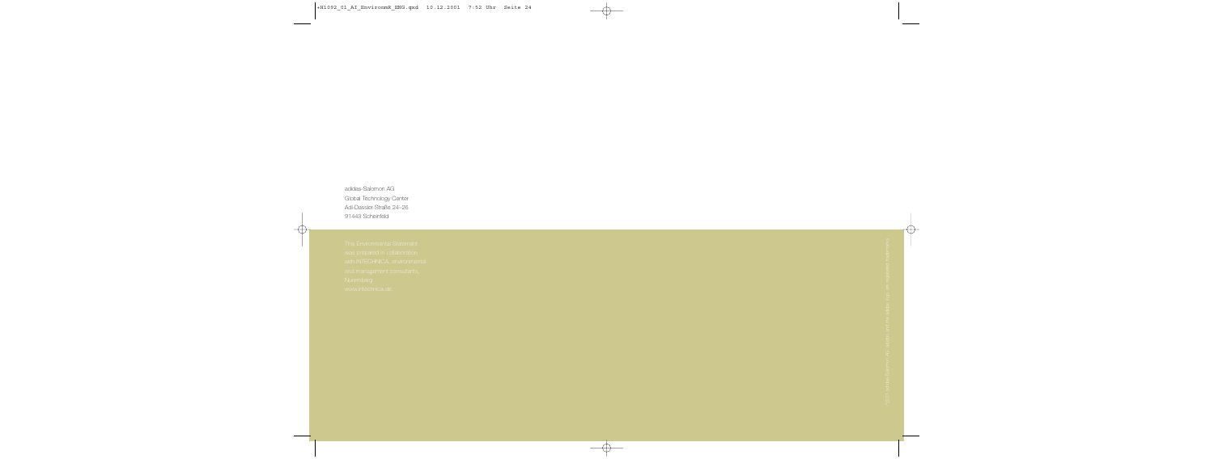adidas-Salomon AG
Global Technology Center
Adi-Dassler-Straße 24–26
91443 Scheinfeld

The Environmental Statement
was prepared in collaboration
with INTECHNICA, environmental
and management consultants,
Nuremberg
www.intechnica.de

© 2001 adidas-Salomon AG. adidas and the adidas logo are registered trademarks.